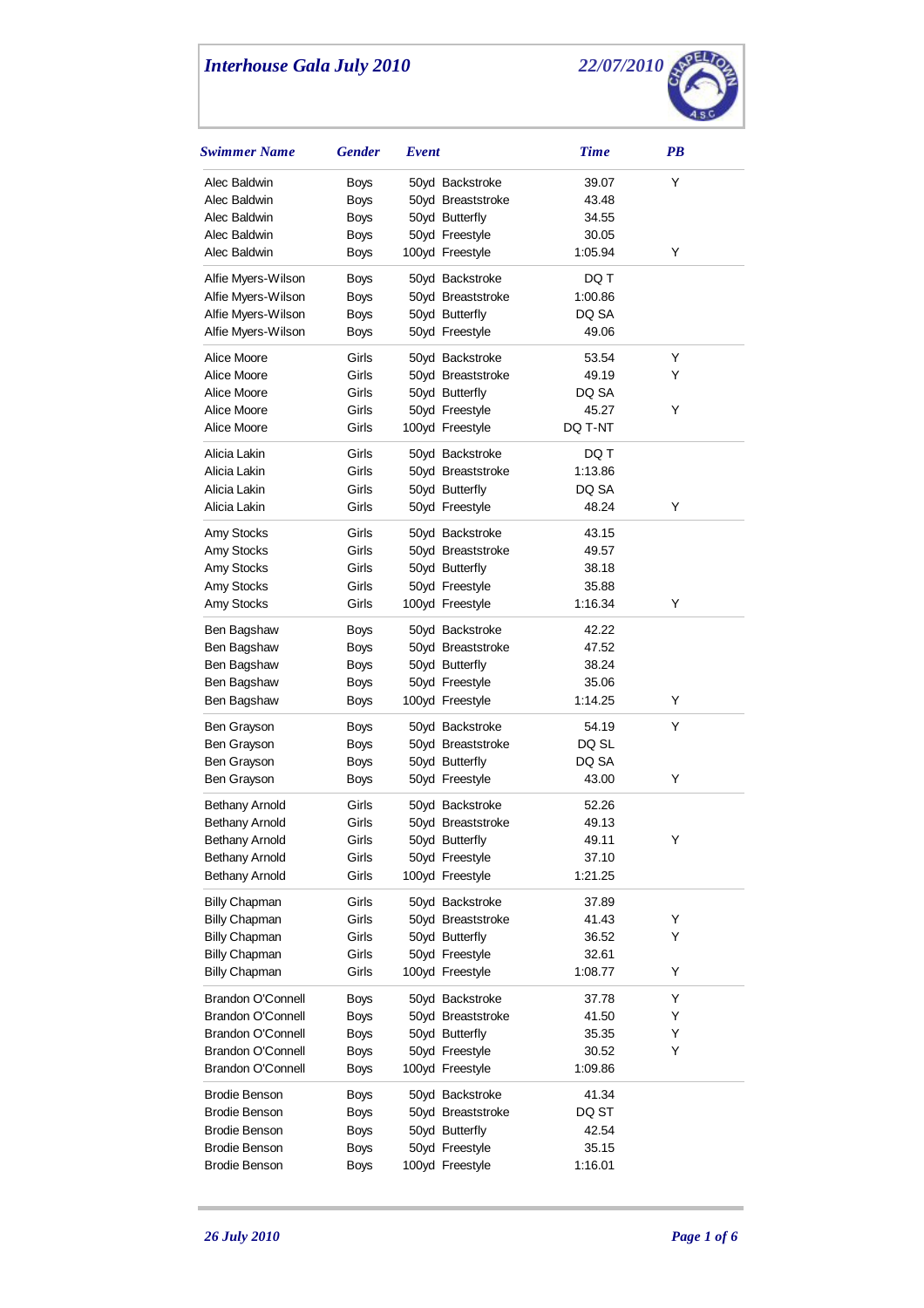# Interhouse Gala July 2010

*22/07/2010*

| Swimmer Name | Gender | Event | Time | PB |
|---|---|---|---|---|
| Alec Baldwin | Boys | 50yd Backstroke | 39.07 | Y |
| Alec Baldwin | Boys | 50yd Breaststroke | 43.48 | |
| Alec Baldwin | Boys | 50yd Butterfly | 34.55 | |
| Alec Baldwin | Boys | 50yd Freestyle | 30.05 | |
| Alec Baldwin | Boys | 100yd Freestyle | 1:05.94 | Y |
| Alfie Myers-Wilson | Boys | 50yd Backstroke | DQ T | |
| Alfie Myers-Wilson | Boys | 50yd Breaststroke | 1:00.86 | |
| Alfie Myers-Wilson | Boys | 50yd Butterfly | DQ SA | |
| Alfie Myers-Wilson | Boys | 50yd Freestyle | 49.06 | |
| Alice Moore | Girls | 50yd Backstroke | 53.54 | Y |
| Alice Moore | Girls | 50yd Breaststroke | 49.19 | Y |
| Alice Moore | Girls | 50yd Butterfly | DQ SA | |
| Alice Moore | Girls | 50yd Freestyle | 45.27 | Y |
| Alice Moore | Girls | 100yd Freestyle | DQ T-NT | |
| Alicia Lakin | Girls | 50yd Backstroke | DQ T | |
| Alicia Lakin | Girls | 50yd Breaststroke | 1:13.86 | |
| Alicia Lakin | Girls | 50yd Butterfly | DQ SA | |
| Alicia Lakin | Girls | 50yd Freestyle | 48.24 | Y |
| Amy Stocks | Girls | 50yd Backstroke | 43.15 | |
| Amy Stocks | Girls | 50yd Breaststroke | 49.57 | |
| Amy Stocks | Girls | 50yd Butterfly | 38.18 | |
| Amy Stocks | Girls | 50yd Freestyle | 35.88 | |
| Amy Stocks | Girls | 100yd Freestyle | 1:16.34 | Y |
| Ben Bagshaw | Boys | 50yd Backstroke | 42.22 | |
| Ben Bagshaw | Boys | 50yd Breaststroke | 47.52 | |
| Ben Bagshaw | Boys | 50yd Butterfly | 38.24 | |
| Ben Bagshaw | Boys | 50yd Freestyle | 35.06 | |
| Ben Bagshaw | Boys | 100yd Freestyle | 1:14.25 | Y |
| Ben Grayson | Boys | 50yd Backstroke | 54.19 | Y |
| Ben Grayson | Boys | 50yd Breaststroke | DQ SL | |
| Ben Grayson | Boys | 50yd Butterfly | DQ SA | |
| Ben Grayson | Boys | 50yd Freestyle | 43.00 | Y |
| Bethany Arnold | Girls | 50yd Backstroke | 52.26 | |
| Bethany Arnold | Girls | 50yd Breaststroke | 49.13 | |
| Bethany Arnold | Girls | 50yd Butterfly | 49.11 | Y |
| Bethany Arnold | Girls | 50yd Freestyle | 37.10 | |
| Bethany Arnold | Girls | 100yd Freestyle | 1:21.25 | |
| Billy Chapman | Girls | 50yd Backstroke | 37.89 | |
| Billy Chapman | Girls | 50yd Breaststroke | 41.43 | Y |
| Billy Chapman | Girls | 50yd Butterfly | 36.52 | Y |
| Billy Chapman | Girls | 50yd Freestyle | 32.61 | |
| Billy Chapman | Girls | 100yd Freestyle | 1:08.77 | Y |
| Brandon O'Connell | Boys | 50yd Backstroke | 37.78 | Y |
| Brandon O'Connell | Boys | 50yd Breaststroke | 41.50 | Y |
| Brandon O'Connell | Boys | 50yd Butterfly | 35.35 | Y |
| Brandon O'Connell | Boys | 50yd Freestyle | 30.52 | Y |
| Brandon O'Connell | Boys | 100yd Freestyle | 1:09.86 | |
| Brodie Benson | Boys | 50yd Backstroke | 41.34 | |
| Brodie Benson | Boys | 50yd Breaststroke | DQ ST | |
| Brodie Benson | Boys | 50yd Butterfly | 42.54 | |
| Brodie Benson | Boys | 50yd Freestyle | 35.15 | |
| Brodie Benson | Boys | 100yd Freestyle | 1:16.01 | |

*26 July 2010*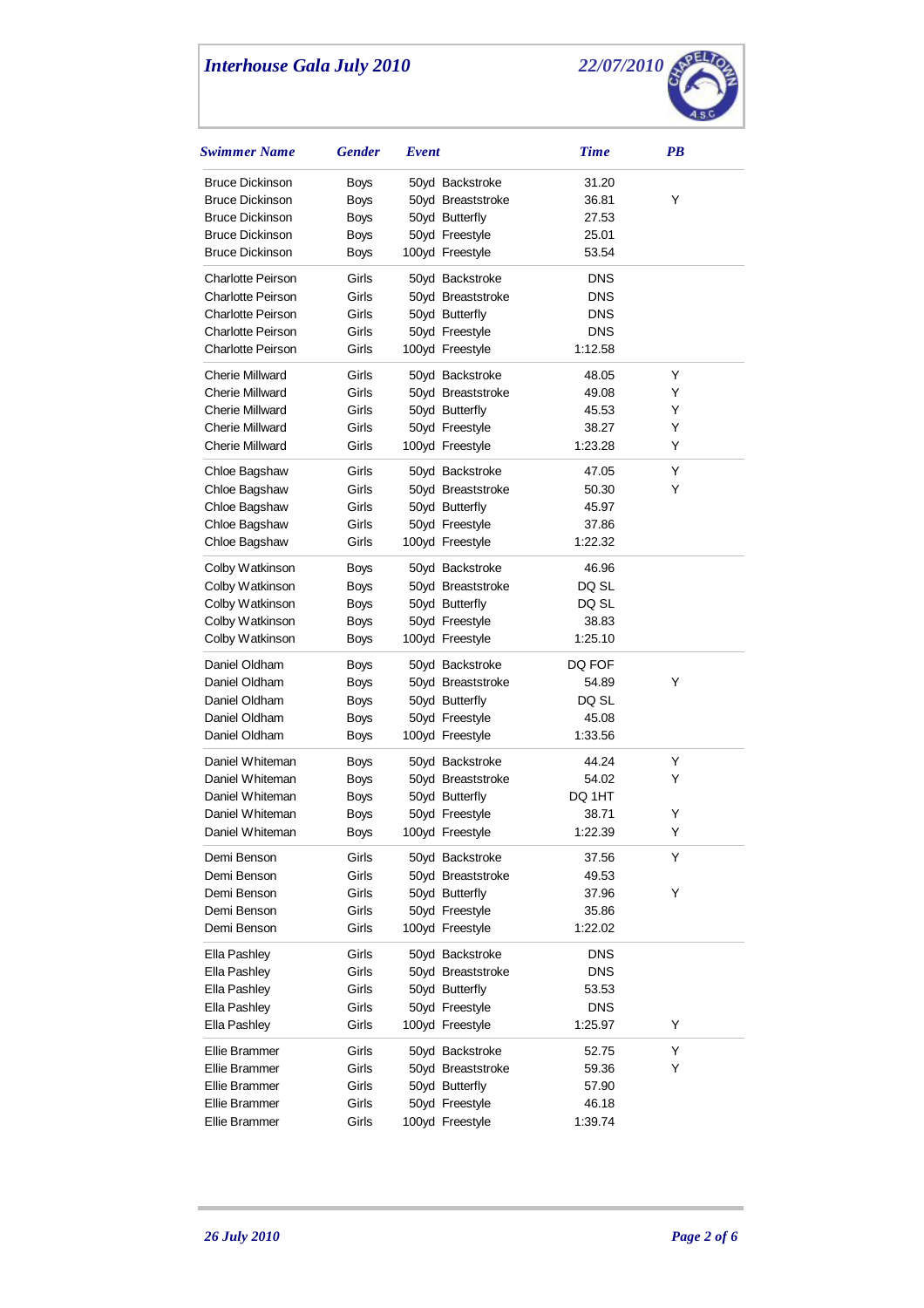# Interhouse Gala July 2010

22/07/2010

| Swimmer Name | Gender | Event | Time | PB |
|---|---|---|---|---|
| Bruce Dickinson | Boys | 50yd Backstroke | 31.20 | |
| Bruce Dickinson | Boys | 50yd Breaststroke | 36.81 | Y |
| Bruce Dickinson | Boys | 50yd Butterfly | 27.53 | |
| Bruce Dickinson | Boys | 50yd Freestyle | 25.01 | |
| Bruce Dickinson | Boys | 100yd Freestyle | 53.54 | |
| Charlotte Peirson | Girls | 50yd Backstroke | DNS | |
| Charlotte Peirson | Girls | 50yd Breaststroke | DNS | |
| Charlotte Peirson | Girls | 50yd Butterfly | DNS | |
| Charlotte Peirson | Girls | 50yd Freestyle | DNS | |
| Charlotte Peirson | Girls | 100yd Freestyle | 1:12.58 | |
| Cherie Millward | Girls | 50yd Backstroke | 48.05 | Y |
| Cherie Millward | Girls | 50yd Breaststroke | 49.08 | Y |
| Cherie Millward | Girls | 50yd Butterfly | 45.53 | Y |
| Cherie Millward | Girls | 50yd Freestyle | 38.27 | Y |
| Cherie Millward | Girls | 100yd Freestyle | 1:23.28 | Y |
| Chloe Bagshaw | Girls | 50yd Backstroke | 47.05 | Y |
| Chloe Bagshaw | Girls | 50yd Breaststroke | 50.30 | Y |
| Chloe Bagshaw | Girls | 50yd Butterfly | 45.97 | |
| Chloe Bagshaw | Girls | 50yd Freestyle | 37.86 | |
| Chloe Bagshaw | Girls | 100yd Freestyle | 1:22.32 | |
| Colby Watkinson | Boys | 50yd Backstroke | 46.96 | |
| Colby Watkinson | Boys | 50yd Breaststroke | DQ SL | |
| Colby Watkinson | Boys | 50yd Butterfly | DQ SL | |
| Colby Watkinson | Boys | 50yd Freestyle | 38.83 | |
| Colby Watkinson | Boys | 100yd Freestyle | 1:25.10 | |
| Daniel Oldham | Boys | 50yd Backstroke | DQ FOF | |
| Daniel Oldham | Boys | 50yd Breaststroke | 54.89 | Y |
| Daniel Oldham | Boys | 50yd Butterfly | DQ SL | |
| Daniel Oldham | Boys | 50yd Freestyle | 45.08 | |
| Daniel Oldham | Boys | 100yd Freestyle | 1:33.56 | |
| Daniel Whiteman | Boys | 50yd Backstroke | 44.24 | Y |
| Daniel Whiteman | Boys | 50yd Breaststroke | 54.02 | Y |
| Daniel Whiteman | Boys | 50yd Butterfly | DQ 1HT | |
| Daniel Whiteman | Boys | 50yd Freestyle | 38.71 | Y |
| Daniel Whiteman | Boys | 100yd Freestyle | 1:22.39 | Y |
| Demi Benson | Girls | 50yd Backstroke | 37.56 | Y |
| Demi Benson | Girls | 50yd Breaststroke | 49.53 | |
| Demi Benson | Girls | 50yd Butterfly | 37.96 | Y |
| Demi Benson | Girls | 50yd Freestyle | 35.86 | |
| Demi Benson | Girls | 100yd Freestyle | 1:22.02 | |
| Ella Pashley | Girls | 50yd Backstroke | DNS | |
| Ella Pashley | Girls | 50yd Breaststroke | DNS | |
| Ella Pashley | Girls | 50yd Butterfly | 53.53 | |
| Ella Pashley | Girls | 50yd Freestyle | DNS | |
| Ella Pashley | Girls | 100yd Freestyle | 1:25.97 | Y |
| Ellie Brammer | Girls | 50yd Backstroke | 52.75 | Y |
| Ellie Brammer | Girls | 50yd Breaststroke | 59.36 | Y |
| Ellie Brammer | Girls | 50yd Butterfly | 57.90 | |
| Ellie Brammer | Girls | 50yd Freestyle | 46.18 | |
| Ellie Brammer | Girls | 100yd Freestyle | 1:39.74 | |

26 July 2010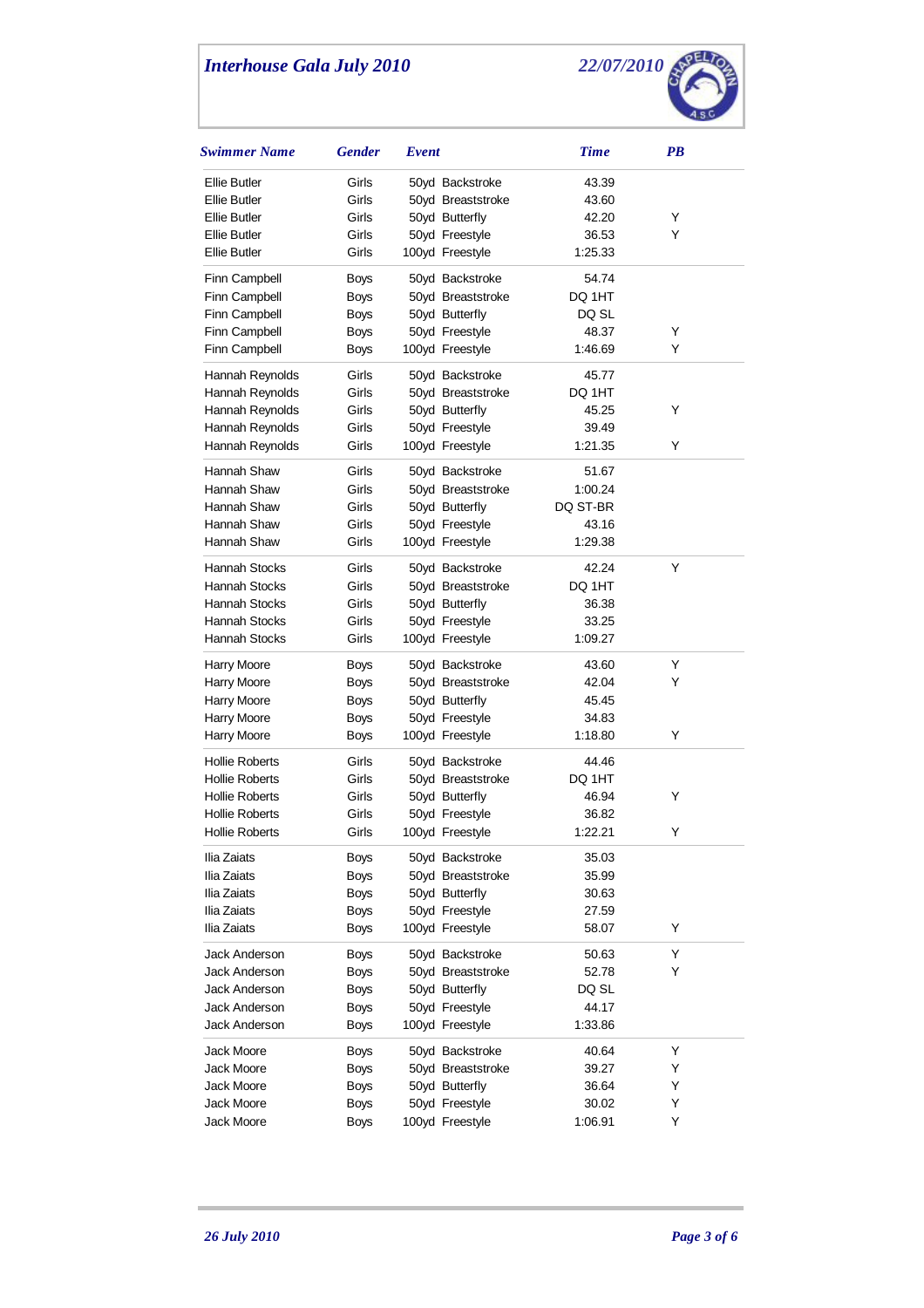# Interhouse Gala July 2010

22/07/2010

| Swimmer Name | Gender | Event | Time | PB |
|---|---|---|---|---|
| Ellie Butler | Girls | 50yd Backstroke | 43.39 | |
| Ellie Butler | Girls | 50yd Breaststroke | 43.60 | |
| Ellie Butler | Girls | 50yd Butterfly | 42.20 | Y |
| Ellie Butler | Girls | 50yd Freestyle | 36.53 | Y |
| Ellie Butler | Girls | 100yd Freestyle | 1:25.33 | |
| Finn Campbell | Boys | 50yd Backstroke | 54.74 | |
| Finn Campbell | Boys | 50yd Breaststroke | DQ 1HT | |
| Finn Campbell | Boys | 50yd Butterfly | DQ SL | |
| Finn Campbell | Boys | 50yd Freestyle | 48.37 | Y |
| Finn Campbell | Boys | 100yd Freestyle | 1:46.69 | Y |
| Hannah Reynolds | Girls | 50yd Backstroke | 45.77 | |
| Hannah Reynolds | Girls | 50yd Breaststroke | DQ 1HT | |
| Hannah Reynolds | Girls | 50yd Butterfly | 45.25 | Y |
| Hannah Reynolds | Girls | 50yd Freestyle | 39.49 | |
| Hannah Reynolds | Girls | 100yd Freestyle | 1:21.35 | Y |
| Hannah Shaw | Girls | 50yd Backstroke | 51.67 | |
| Hannah Shaw | Girls | 50yd Breaststroke | 1:00.24 | |
| Hannah Shaw | Girls | 50yd Butterfly | DQ ST-BR | |
| Hannah Shaw | Girls | 50yd Freestyle | 43.16 | |
| Hannah Shaw | Girls | 100yd Freestyle | 1:29.38 | |
| Hannah Stocks | Girls | 50yd Backstroke | 42.24 | Y |
| Hannah Stocks | Girls | 50yd Breaststroke | DQ 1HT | |
| Hannah Stocks | Girls | 50yd Butterfly | 36.38 | |
| Hannah Stocks | Girls | 50yd Freestyle | 33.25 | |
| Hannah Stocks | Girls | 100yd Freestyle | 1:09.27 | |
| Harry Moore | Boys | 50yd Backstroke | 43.60 | Y |
| Harry Moore | Boys | 50yd Breaststroke | 42.04 | Y |
| Harry Moore | Boys | 50yd Butterfly | 45.45 | |
| Harry Moore | Boys | 50yd Freestyle | 34.83 | |
| Harry Moore | Boys | 100yd Freestyle | 1:18.80 | Y |
| Hollie Roberts | Girls | 50yd Backstroke | 44.46 | |
| Hollie Roberts | Girls | 50yd Breaststroke | DQ 1HT | |
| Hollie Roberts | Girls | 50yd Butterfly | 46.94 | Y |
| Hollie Roberts | Girls | 50yd Freestyle | 36.82 | |
| Hollie Roberts | Girls | 100yd Freestyle | 1:22.21 | Y |
| Ilia Zaiats | Boys | 50yd Backstroke | 35.03 | |
| Ilia Zaiats | Boys | 50yd Breaststroke | 35.99 | |
| Ilia Zaiats | Boys | 50yd Butterfly | 30.63 | |
| Ilia Zaiats | Boys | 50yd Freestyle | 27.59 | |
| Ilia Zaiats | Boys | 100yd Freestyle | 58.07 | Y |
| Jack Anderson | Boys | 50yd Backstroke | 50.63 | Y |
| Jack Anderson | Boys | 50yd Breaststroke | 52.78 | Y |
| Jack Anderson | Boys | 50yd Butterfly | DQ SL | |
| Jack Anderson | Boys | 50yd Freestyle | 44.17 | |
| Jack Anderson | Boys | 100yd Freestyle | 1:33.86 | |
| Jack Moore | Boys | 50yd Backstroke | 40.64 | Y |
| Jack Moore | Boys | 50yd Breaststroke | 39.27 | Y |
| Jack Moore | Boys | 50yd Butterfly | 36.64 | Y |
| Jack Moore | Boys | 50yd Freestyle | 30.02 | Y |
| Jack Moore | Boys | 100yd Freestyle | 1:06.91 | Y |

*26 July 2010*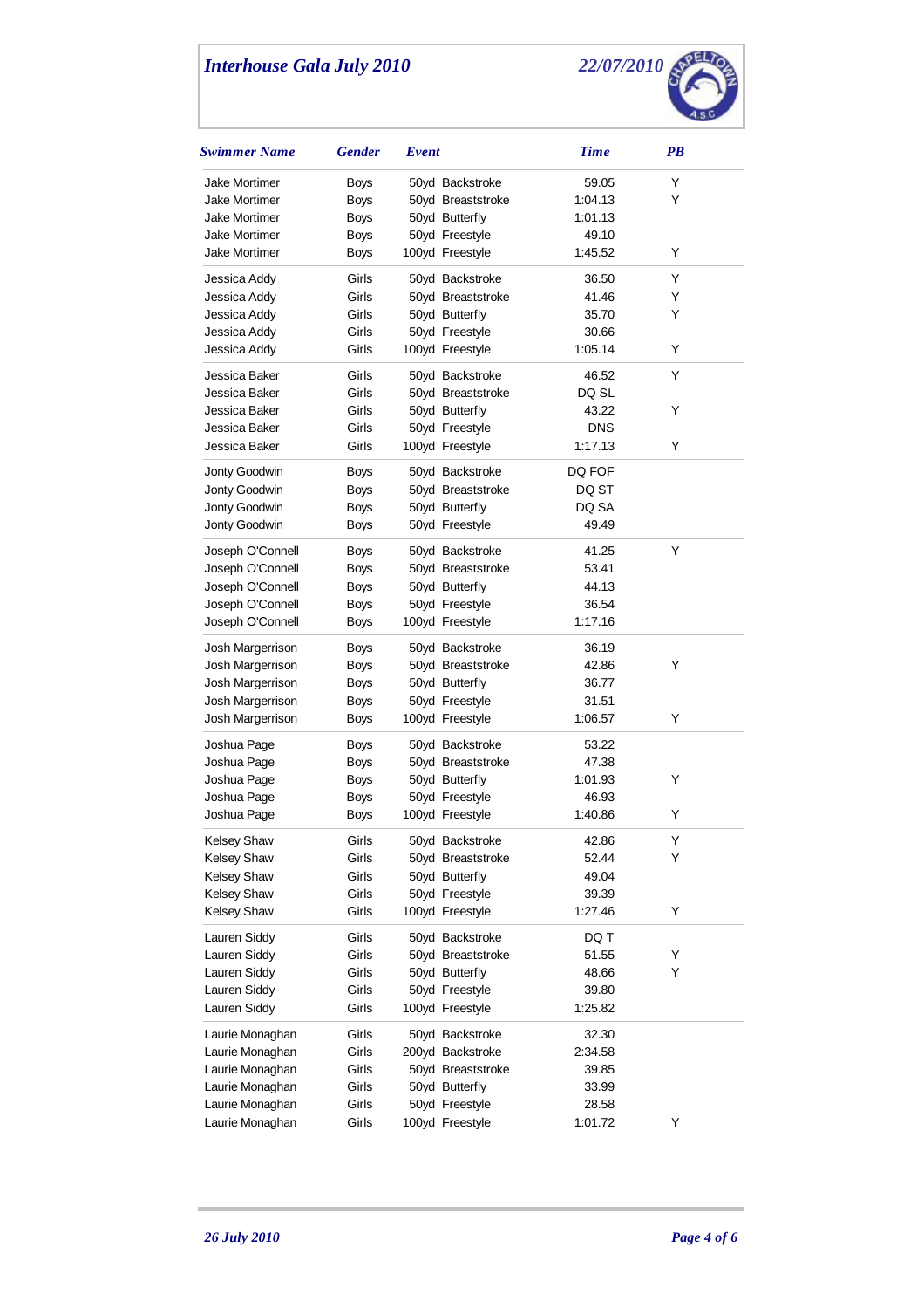# Interhouse Gala July 2010

22/07/2010

| Swimmer Name | Gender | Event | Time | PB |
|---|---|---|---|---|
| Jake Mortimer | Boys | 50yd Backstroke | 59.05 | Y |
| Jake Mortimer | Boys | 50yd Breaststroke | 1:04.13 | Y |
| Jake Mortimer | Boys | 50yd Butterfly | 1:01.13 | |
| Jake Mortimer | Boys | 50yd Freestyle | 49.10 | |
| Jake Mortimer | Boys | 100yd Freestyle | 1:45.52 | Y |
| Jessica Addy | Girls | 50yd Backstroke | 36.50 | Y |
| Jessica Addy | Girls | 50yd Breaststroke | 41.46 | Y |
| Jessica Addy | Girls | 50yd Butterfly | 35.70 | Y |
| Jessica Addy | Girls | 50yd Freestyle | 30.66 | |
| Jessica Addy | Girls | 100yd Freestyle | 1:05.14 | Y |
| Jessica Baker | Girls | 50yd Backstroke | 46.52 | Y |
| Jessica Baker | Girls | 50yd Breaststroke | DQ SL | |
| Jessica Baker | Girls | 50yd Butterfly | 43.22 | Y |
| Jessica Baker | Girls | 50yd Freestyle | DNS | |
| Jessica Baker | Girls | 100yd Freestyle | 1:17.13 | Y |
| Jonty Goodwin | Boys | 50yd Backstroke | DQ FOF | |
| Jonty Goodwin | Boys | 50yd Breaststroke | DQ ST | |
| Jonty Goodwin | Boys | 50yd Butterfly | DQ SA | |
| Jonty Goodwin | Boys | 50yd Freestyle | 49.49 | |
| Joseph O'Connell | Boys | 50yd Backstroke | 41.25 | Y |
| Joseph O'Connell | Boys | 50yd Breaststroke | 53.41 | |
| Joseph O'Connell | Boys | 50yd Butterfly | 44.13 | |
| Joseph O'Connell | Boys | 50yd Freestyle | 36.54 | |
| Joseph O'Connell | Boys | 100yd Freestyle | 1:17.16 | |
| Josh Margerrison | Boys | 50yd Backstroke | 36.19 | |
| Josh Margerrison | Boys | 50yd Breaststroke | 42.86 | Y |
| Josh Margerrison | Boys | 50yd Butterfly | 36.77 | |
| Josh Margerrison | Boys | 50yd Freestyle | 31.51 | |
| Josh Margerrison | Boys | 100yd Freestyle | 1:06.57 | Y |
| Joshua Page | Boys | 50yd Backstroke | 53.22 | |
| Joshua Page | Boys | 50yd Breaststroke | 47.38 | |
| Joshua Page | Boys | 50yd Butterfly | 1:01.93 | Y |
| Joshua Page | Boys | 50yd Freestyle | 46.93 | |
| Joshua Page | Boys | 100yd Freestyle | 1:40.86 | Y |
| Kelsey Shaw | Girls | 50yd Backstroke | 42.86 | Y |
| Kelsey Shaw | Girls | 50yd Breaststroke | 52.44 | Y |
| Kelsey Shaw | Girls | 50yd Butterfly | 49.04 | |
| Kelsey Shaw | Girls | 50yd Freestyle | 39.39 | |
| Kelsey Shaw | Girls | 100yd Freestyle | 1:27.46 | Y |
| Lauren Siddy | Girls | 50yd Backstroke | DQ T | |
| Lauren Siddy | Girls | 50yd Breaststroke | 51.55 | Y |
| Lauren Siddy | Girls | 50yd Butterfly | 48.66 | Y |
| Lauren Siddy | Girls | 50yd Freestyle | 39.80 | |
| Lauren Siddy | Girls | 100yd Freestyle | 1:25.82 | |
| Laurie Monaghan | Girls | 50yd Backstroke | 32.30 | |
| Laurie Monaghan | Girls | 200yd Backstroke | 2:34.58 | |
| Laurie Monaghan | Girls | 50yd Breaststroke | 39.85 | |
| Laurie Monaghan | Girls | 50yd Butterfly | 33.99 | |
| Laurie Monaghan | Girls | 50yd Freestyle | 28.58 | |
| Laurie Monaghan | Girls | 100yd Freestyle | 1:01.72 | Y |

26 July 2010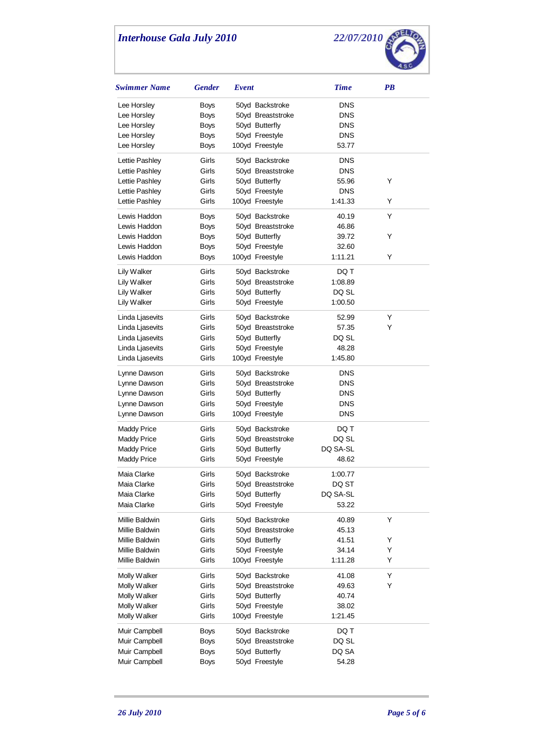# Interhouse Gala July 2010

22/07/2010

| Swimmer Name | Gender | Event | Time | PB |
|---|---|---|---|---|
| Lee Horsley | Boys | 50yd Backstroke | DNS | |
| Lee Horsley | Boys | 50yd Breaststroke | DNS | |
| Lee Horsley | Boys | 50yd Butterfly | DNS | |
| Lee Horsley | Boys | 50yd Freestyle | DNS | |
| Lee Horsley | Boys | 100yd Freestyle | 53.77 | |
| Lettie Pashley | Girls | 50yd Backstroke | DNS | |
| Lettie Pashley | Girls | 50yd Breaststroke | DNS | |
| Lettie Pashley | Girls | 50yd Butterfly | 55.96 | Y |
| Lettie Pashley | Girls | 50yd Freestyle | DNS | |
| Lettie Pashley | Girls | 100yd Freestyle | 1:41.33 | Y |
| Lewis Haddon | Boys | 50yd Backstroke | 40.19 | Y |
| Lewis Haddon | Boys | 50yd Breaststroke | 46.86 | |
| Lewis Haddon | Boys | 50yd Butterfly | 39.72 | Y |
| Lewis Haddon | Boys | 50yd Freestyle | 32.60 | |
| Lewis Haddon | Boys | 100yd Freestyle | 1:11.21 | Y |
| Lily Walker | Girls | 50yd Backstroke | DQ T | |
| Lily Walker | Girls | 50yd Breaststroke | 1:08.89 | |
| Lily Walker | Girls | 50yd Butterfly | DQ SL | |
| Lily Walker | Girls | 50yd Freestyle | 1:00.50 | |
| Linda Ljasevits | Girls | 50yd Backstroke | 52.99 | Y |
| Linda Ljasevits | Girls | 50yd Breaststroke | 57.35 | Y |
| Linda Ljasevits | Girls | 50yd Butterfly | DQ SL | |
| Linda Ljasevits | Girls | 50yd Freestyle | 48.28 | |
| Linda Ljasevits | Girls | 100yd Freestyle | 1:45.80 | |
| Lynne Dawson | Girls | 50yd Backstroke | DNS | |
| Lynne Dawson | Girls | 50yd Breaststroke | DNS | |
| Lynne Dawson | Girls | 50yd Butterfly | DNS | |
| Lynne Dawson | Girls | 50yd Freestyle | DNS | |
| Lynne Dawson | Girls | 100yd Freestyle | DNS | |
| Maddy Price | Girls | 50yd Backstroke | DQ T | |
| Maddy Price | Girls | 50yd Breaststroke | DQ SL | |
| Maddy Price | Girls | 50yd Butterfly | DQ SA-SL | |
| Maddy Price | Girls | 50yd Freestyle | 48.62 | |
| Maia Clarke | Girls | 50yd Backstroke | 1:00.77 | |
| Maia Clarke | Girls | 50yd Breaststroke | DQ ST | |
| Maia Clarke | Girls | 50yd Butterfly | DQ SA-SL | |
| Maia Clarke | Girls | 50yd Freestyle | 53.22 | |
| Millie Baldwin | Girls | 50yd Backstroke | 40.89 | Y |
| Millie Baldwin | Girls | 50yd Breaststroke | 45.13 | |
| Millie Baldwin | Girls | 50yd Butterfly | 41.51 | Y |
| Millie Baldwin | Girls | 50yd Freestyle | 34.14 | Y |
| Millie Baldwin | Girls | 100yd Freestyle | 1:11.28 | Y |
| Molly Walker | Girls | 50yd Backstroke | 41.08 | Y |
| Molly Walker | Girls | 50yd Breaststroke | 49.63 | Y |
| Molly Walker | Girls | 50yd Butterfly | 40.74 | |
| Molly Walker | Girls | 50yd Freestyle | 38.02 | |
| Molly Walker | Girls | 100yd Freestyle | 1:21.45 | |
| Muir Campbell | Boys | 50yd Backstroke | DQ T | |
| Muir Campbell | Boys | 50yd Breaststroke | DQ SL | |
| Muir Campbell | Boys | 50yd Butterfly | DQ SA | |
| Muir Campbell | Boys | 50yd Freestyle | 54.28 | |

26 July 2010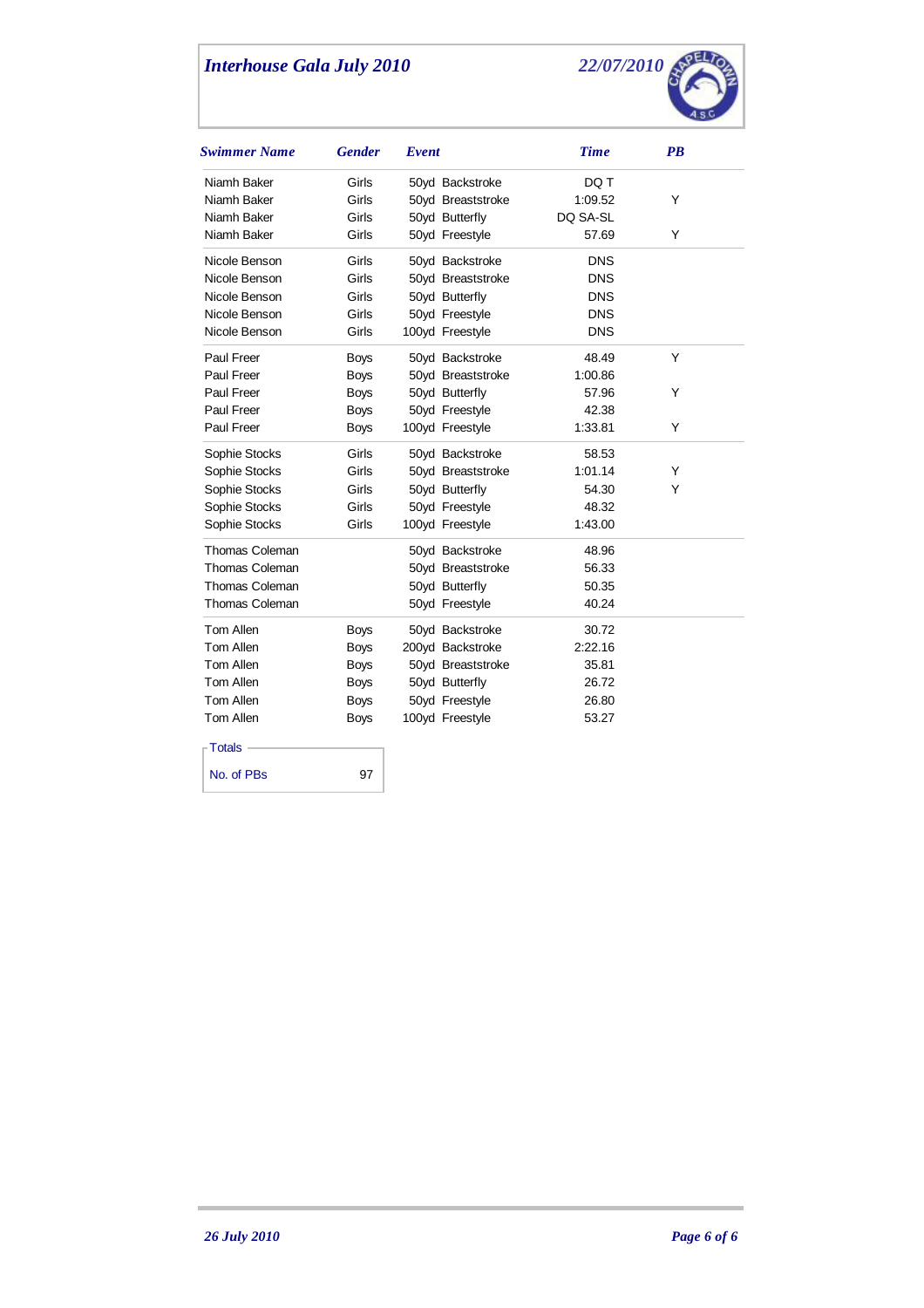# Interhouse Gala July 2010

22/07/2010

| Swimmer Name | Gender | Event | Time | PB |
|---|---|---|---|---|
| Niamh Baker | Girls | 50yd Backstroke | DQ T | |
| Niamh Baker | Girls | 50yd Breaststroke | 1:09.52 | Y |
| Niamh Baker | Girls | 50yd Butterfly | DQ SA-SL | |
| Niamh Baker | Girls | 50yd Freestyle | 57.69 | Y |
| Nicole Benson | Girls | 50yd Backstroke | DNS | |
| Nicole Benson | Girls | 50yd Breaststroke | DNS | |
| Nicole Benson | Girls | 50yd Butterfly | DNS | |
| Nicole Benson | Girls | 50yd Freestyle | DNS | |
| Nicole Benson | Girls | 100yd Freestyle | DNS | |
| Paul Freer | Boys | 50yd Backstroke | 48.49 | Y |
| Paul Freer | Boys | 50yd Breaststroke | 1:00.86 | |
| Paul Freer | Boys | 50yd Butterfly | 57.96 | Y |
| Paul Freer | Boys | 50yd Freestyle | 42.38 | |
| Paul Freer | Boys | 100yd Freestyle | 1:33.81 | Y |
| Sophie Stocks | Girls | 50yd Backstroke | 58.53 | |
| Sophie Stocks | Girls | 50yd Breaststroke | 1:01.14 | Y |
| Sophie Stocks | Girls | 50yd Butterfly | 54.30 | Y |
| Sophie Stocks | Girls | 50yd Freestyle | 48.32 | |
| Sophie Stocks | Girls | 100yd Freestyle | 1:43.00 | |
| Thomas Coleman | | 50yd Backstroke | 48.96 | |
| Thomas Coleman | | 50yd Breaststroke | 56.33 | |
| Thomas Coleman | | 50yd Butterfly | 50.35 | |
| Thomas Coleman | | 50yd Freestyle | 40.24 | |
| Tom Allen | Boys | 50yd Backstroke | 30.72 | |
| Tom Allen | Boys | 200yd Backstroke | 2:22.16 | |
| Tom Allen | Boys | 50yd Breaststroke | 35.81 | |
| Tom Allen | Boys | 50yd Butterfly | 26.72 | |
| Tom Allen | Boys | 50yd Freestyle | 26.80 | |
| Tom Allen | Boys | 100yd Freestyle | 53.27 | |

**Totals**

| | |
|---|---|
| No. of PBs | 97 |

26 July 2010